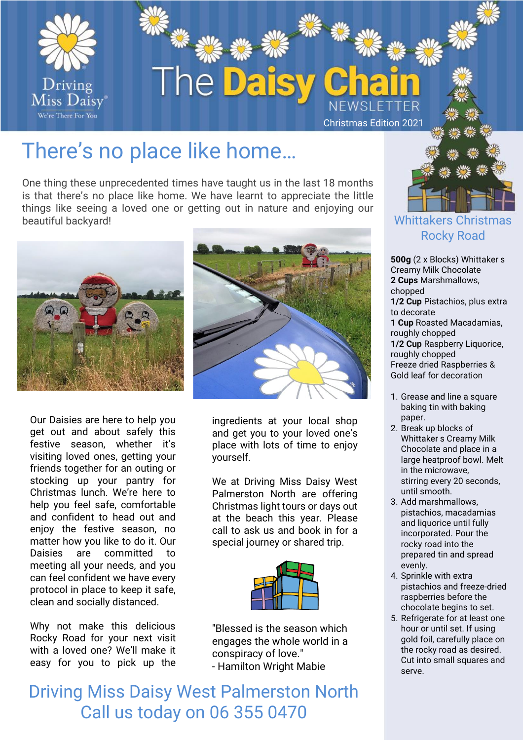Driving Miss Daisy
We're There For You

# The Daisy Chain NEWSLETTER

Christmas Edition 2021

## There's no place like home…

One thing these unprecedented times have taught us in the last 18 months is that there's no place like home. We have learnt to appreciate the little things like seeing a loved one or getting out in nature and enjoying our beautiful backyard!

Our Daisies are here to help you get out and about safely this festive season, whether it's visiting loved ones, getting your friends together for an outing or stocking up your pantry for Christmas lunch. We're here to help you feel safe, comfortable and confident to head out and enjoy the festive season, no matter how you like to do it. Our Daisies are committed to meeting all your needs, and you can feel confident we have every protocol in place to keep it safe, clean and socially distanced.

Why not make this delicious Rocky Road for your next visit with a loved one? We'll make it easy for you to pick up the ingredients at your local shop and get you to your loved one's place with lots of time to enjoy yourself.

We at Driving Miss Daisy West Palmerston North are offering Christmas light tours or days out at the beach this year. Please call to ask us and book in for a special journey or shared trip.

"Blessed is the season which engages the whole world in a conspiracy of love."
- Hamilton Wright Mabie

## Whittakers Christmas Rocky Road

**500g** (2 x Blocks) Whittaker s Creamy Milk Chocolate
**2 Cups** Marshmallows, chopped
**1/2 Cup** Pistachios, plus extra to decorate
**1 Cup** Roasted Macadamias, roughly chopped
**1/2 Cup** Raspberry Liquorice, roughly chopped
Freeze dried Raspberries & Gold leaf for decoration

1. Grease and line a square baking tin with baking paper.
2. Break up blocks of Whittaker s Creamy Milk Chocolate and place in a large heatproof bowl. Melt in the microwave, stirring every 20 seconds, until smooth.
3. Add marshmallows, pistachios, macadamias and liquorice until fully incorporated. Pour the rocky road into the prepared tin and spread evenly.
4. Sprinkle with extra pistachios and freeze-dried raspberries before the chocolate begins to set.
5. Refrigerate for at least one hour or until set. If using gold foil, carefully place on the rocky road as desired. Cut into small squares and serve.

## Driving Miss Daisy West Palmerston North
## Call us today on 06 355 0470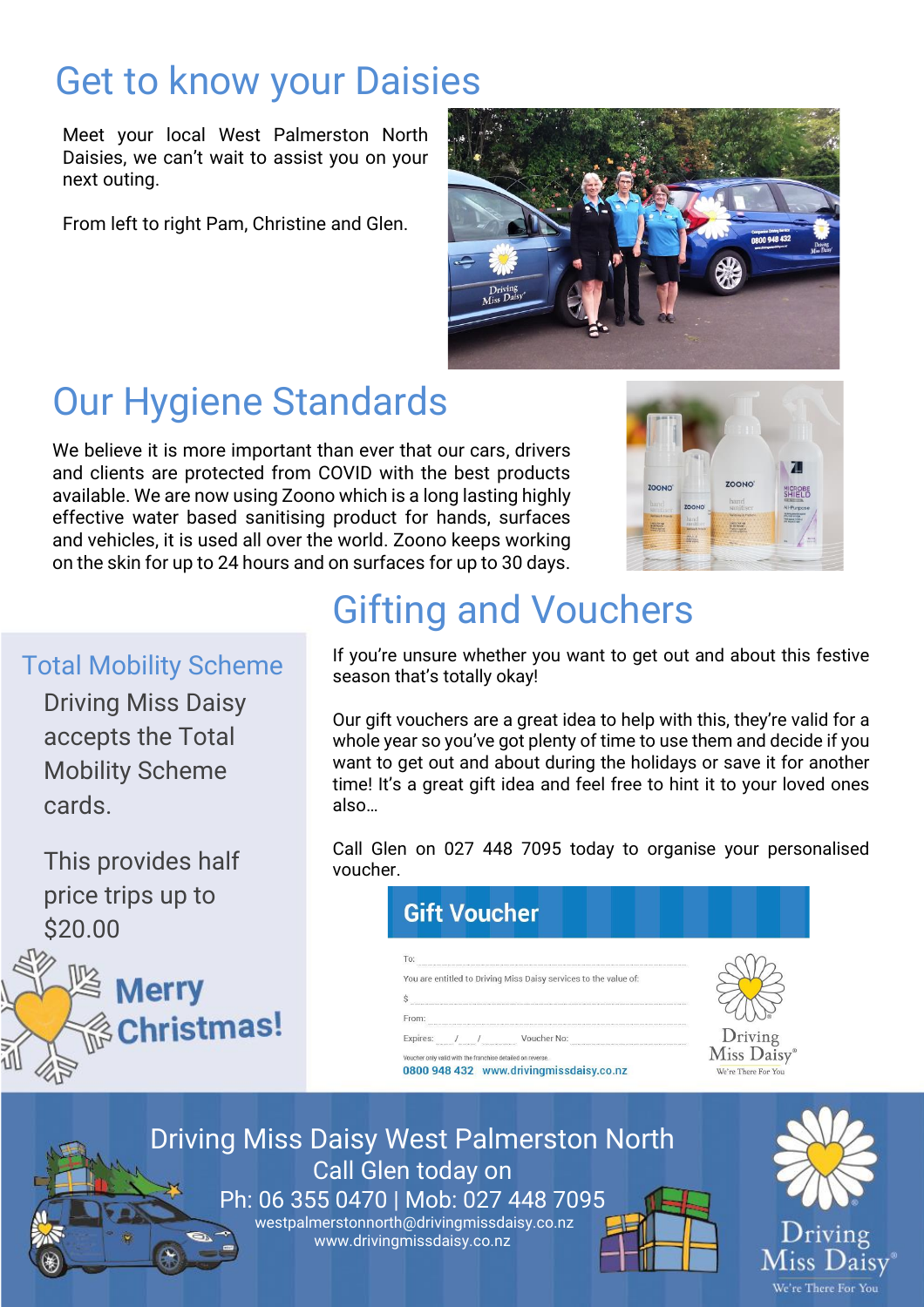# Get to know your Daisies

Meet your local West Palmerston North Daisies, we can't wait to assist you on your next outing.

From left to right Pam, Christine and Glen.

# Our Hygiene Standards

We believe it is more important than ever that our cars, drivers and clients are protected from COVID with the best products available. We are now using Zoono which is a long lasting highly effective water based sanitising product for hands, surfaces and vehicles, it is used all over the world. Zoono keeps working on the skin for up to 24 hours and on surfaces for up to 30 days.

## Total Mobility Scheme

Driving Miss Daisy accepts the Total Mobility Scheme cards.

This provides half price trips up to $20.00

**Merry Christmas!**

# Gifting and Vouchers

If you're unsure whether you want to get out and about this festive season that's totally okay!

Our gift vouchers are a great idea to help with this, they're valid for a whole year so you've got plenty of time to use them and decide if you want to get out and about during the holidays or save it for another time! It's a great gift idea and feel free to hint it to your loved ones also…

Call Glen on 027 448 7095 today to organise your personalised voucher.

**Gift Voucher**

To:

You are entitled to Driving Miss Daisy services to the value of:

$

From:

Expires: / / Voucher No:

Voucher only valid with the franchise detailed on reverse.

0800 948 432 www.drivingmissdaisy.co.nz

Driving Miss Daisy® We're There For You

Driving Miss Daisy West Palmerston North
Call Glen today on
Ph: 06 355 0470 | Mob: 027 448 7095
westpalmerstonnorth@drivingmissdaisy.co.nz
www.drivingmissdaisy.co.nz

Driving Miss Daisy® We're There For You